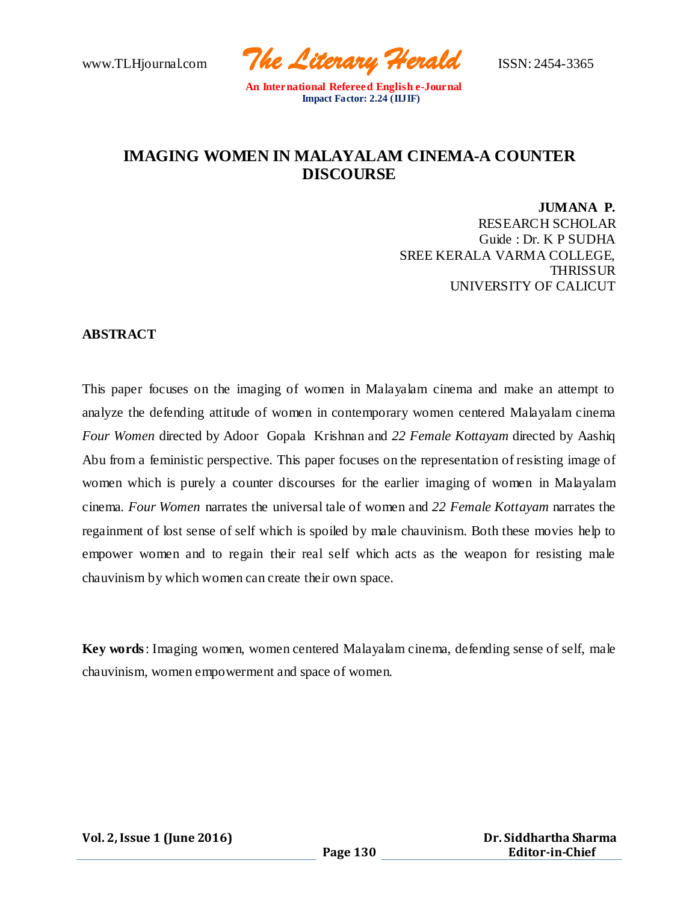# IMAGING WOMEN IN MALAYALAM CINEMA-A COUNTER DISCOURSE

**JUMANA P.**
RESEARCH SCHOLAR
Guide : Dr. K P SUDHA
SREE KERALA VARMA COLLEGE,
THRISSUR
UNIVERSITY OF CALICUT

## ABSTRACT

This paper focuses on the imaging of women in Malayalam cinema and make an attempt to analyze the defending attitude of women in contemporary women centered Malayalam cinema *Four Women* directed by Adoor Gopala Krishnan and *22 Female Kottayam* directed by Aashiq Abu from a feministic perspective. This paper focuses on the representation of resisting image of women which is purely a counter discourses for the earlier imaging of women in Malayalam cinema. *Four Women* narrates the universal tale of women and *22 Female Kottayam* narrates the regainment of lost sense of self which is spoiled by male chauvinism. Both these movies help to empower women and to regain their real self which acts as the weapon for resisting male chauvinism by which women can create their own space.

**Key words**: Imaging women, women centered Malayalam cinema, defending sense of self, male chauvinism, women empowerment and space of women.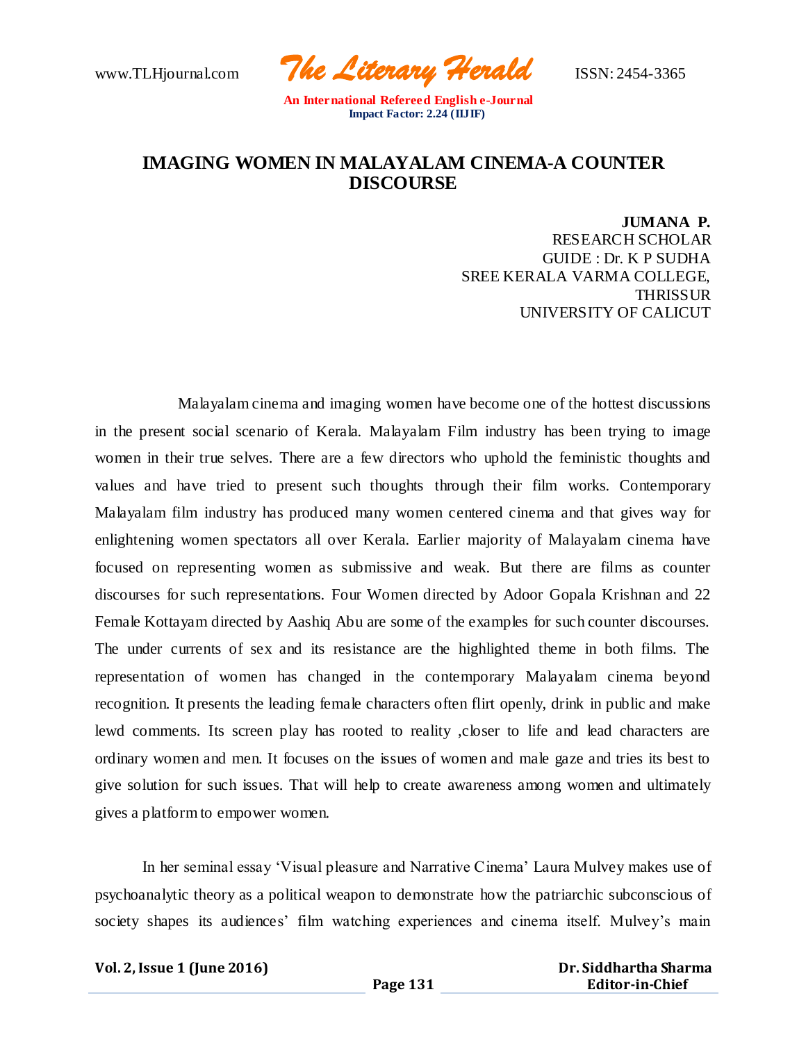# IMAGING WOMEN IN MALAYALAM CINEMA-A COUNTER DISCOURSE

**JUMANA P.**
RESEARCH SCHOLAR
GUIDE : Dr. K P SUDHA
SREE KERALA VARMA COLLEGE,
THRISSUR
UNIVERSITY OF CALICUT

Malayalam cinema and imaging women have become one of the hottest discussions in the present social scenario of Kerala. Malayalam Film industry has been trying to image women in their true selves. There are a few directors who uphold the feministic thoughts and values and have tried to present such thoughts through their film works. Contemporary Malayalam film industry has produced many women centered cinema and that gives way for enlightening women spectators all over Kerala. Earlier majority of Malayalam cinema have focused on representing women as submissive and weak. But there are films as counter discourses for such representations. Four Women directed by Adoor Gopala Krishnan and 22 Female Kottayam directed by Aashiq Abu are some of the examples for such counter discourses. The under currents of sex and its resistance are the highlighted theme in both films. The representation of women has changed in the contemporary Malayalam cinema beyond recognition. It presents the leading female characters often flirt openly, drink in public and make lewd comments. Its screen play has rooted to reality ,closer to life and lead characters are ordinary women and men. It focuses on the issues of women and male gaze and tries its best to give solution for such issues. That will help to create awareness among women and ultimately gives a platform to empower women.

In her seminal essay 'Visual pleasure and Narrative Cinema' Laura Mulvey makes use of psychoanalytic theory as a political weapon to demonstrate how the patriarchic subconscious of society shapes its audiences' film watching experiences and cinema itself. Mulvey's main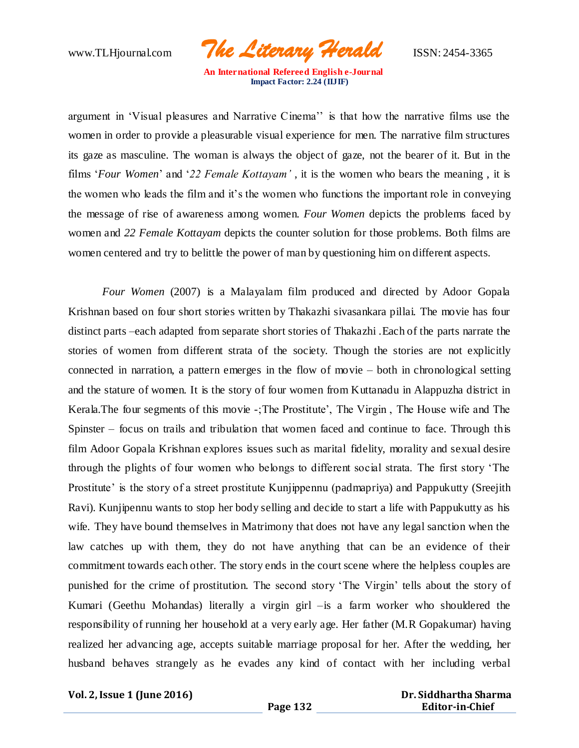argument in 'Visual pleasures and Narrative Cinema'' is that how the narrative films use the women in order to provide a pleasurable visual experience for men. The narrative film structures its gaze as masculine. The woman is always the object of gaze, not the bearer of it. But in the films '*Four Women*' and '*22 Female Kottayam'* , it is the women who bears the meaning , it is the women who leads the film and it's the women who functions the important role in conveying the message of rise of awareness among women. *Four Women* depicts the problems faced by women and *22 Female Kottayam* depicts the counter solution for those problems. Both films are women centered and try to belittle the power of man by questioning him on different aspects.

*Four Women* (2007) is a Malayalam film produced and directed by Adoor Gopala Krishnan based on four short stories written by Thakazhi sivasankara pillai. The movie has four distinct parts –each adapted from separate short stories of Thakazhi .Each of the parts narrate the stories of women from different strata of the society. Though the stories are not explicitly connected in narration, a pattern emerges in the flow of movie – both in chronological setting and the stature of women. It is the story of four women from Kuttanadu in Alappuzha district in Kerala.The four segments of this movie -;The Prostitute', The Virgin , The House wife and The Spinster – focus on trails and tribulation that women faced and continue to face. Through this film Adoor Gopala Krishnan explores issues such as marital fidelity, morality and sexual desire through the plights of four women who belongs to different social strata. The first story 'The Prostitute' is the story of a street prostitute Kunjippennu (padmapriya) and Pappukutty (Sreejith Ravi). Kunjipennu wants to stop her body selling and decide to start a life with Pappukutty as his wife. They have bound themselves in Matrimony that does not have any legal sanction when the law catches up with them, they do not have anything that can be an evidence of their commitment towards each other. The story ends in the court scene where the helpless couples are punished for the crime of prostitution. The second story 'The Virgin' tells about the story of Kumari (Geethu Mohandas) literally a virgin girl –is a farm worker who shouldered the responsibility of running her household at a very early age. Her father (M.R Gopakumar) having realized her advancing age, accepts suitable marriage proposal for her. After the wedding, her husband behaves strangely as he evades any kind of contact with her including verbal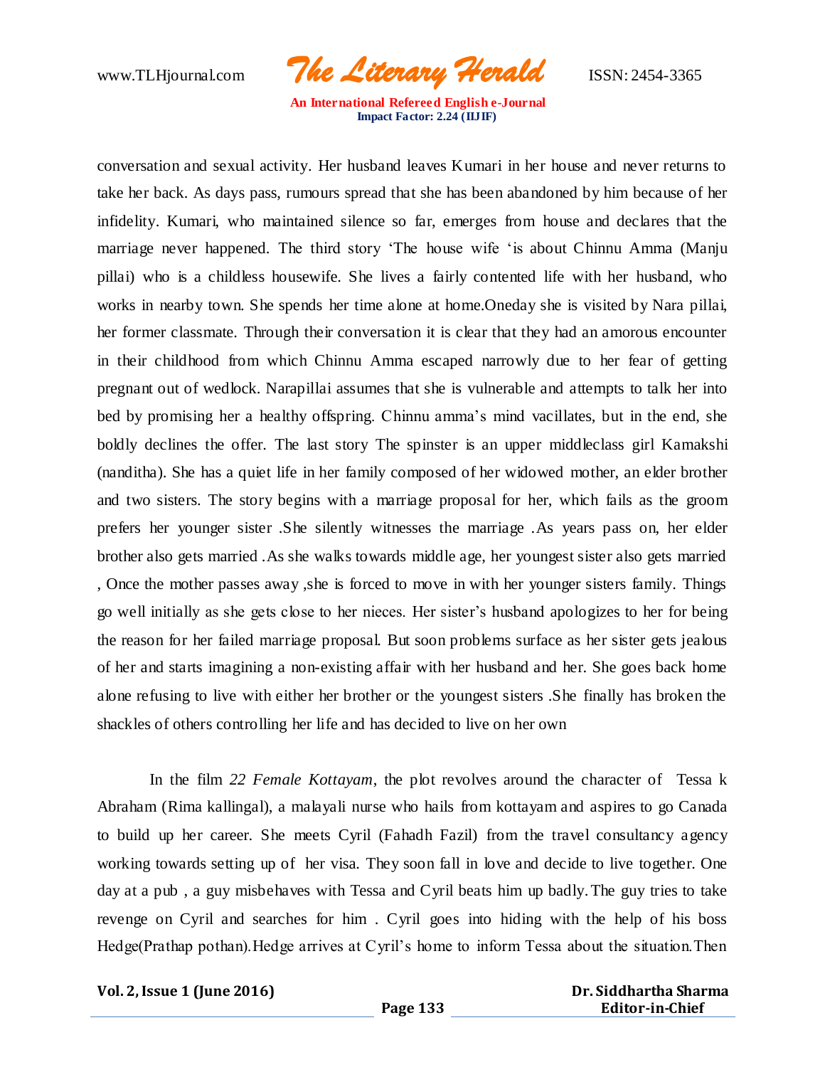conversation and sexual activity. Her husband leaves Kumari in her house and never returns to take her back. As days pass, rumours spread that she has been abandoned by him because of her infidelity. Kumari, who maintained silence so far, emerges from house and declares that the marriage never happened. The third story 'The house wife 'is about Chinnu Amma (Manju pillai) who is a childless housewife. She lives a fairly contented life with her husband, who works in nearby town. She spends her time alone at home.Oneday she is visited by Nara pillai, her former classmate. Through their conversation it is clear that they had an amorous encounter in their childhood from which Chinnu Amma escaped narrowly due to her fear of getting pregnant out of wedlock. Narapillai assumes that she is vulnerable and attempts to talk her into bed by promising her a healthy offspring. Chinnu amma's mind vacillates, but in the end, she boldly declines the offer. The last story The spinster is an upper middleclass girl Kamakshi (nanditha). She has a quiet life in her family composed of her widowed mother, an elder brother and two sisters. The story begins with a marriage proposal for her, which fails as the groom prefers her younger sister .She silently witnesses the marriage .As years pass on, her elder brother also gets married .As she walks towards middle age, her youngest sister also gets married , Once the mother passes away ,she is forced to move in with her younger sisters family. Things go well initially as she gets close to her nieces. Her sister's husband apologizes to her for being the reason for her failed marriage proposal. But soon problems surface as her sister gets jealous of her and starts imagining a non-existing affair with her husband and her. She goes back home alone refusing to live with either her brother or the youngest sisters .She finally has broken the shackles of others controlling her life and has decided to live on her own

In the film *22 Female Kottayam*, the plot revolves around the character of Tessa k Abraham (Rima kallingal), a malayali nurse who hails from kottayam and aspires to go Canada to build up her career. She meets Cyril (Fahadh Fazil) from the travel consultancy agency working towards setting up of her visa. They soon fall in love and decide to live together. One day at a pub , a guy misbehaves with Tessa and Cyril beats him up badly. The guy tries to take revenge on Cyril and searches for him . Cyril goes into hiding with the help of his boss Hedge(Prathap pothan).Hedge arrives at Cyril's home to inform Tessa about the situation.Then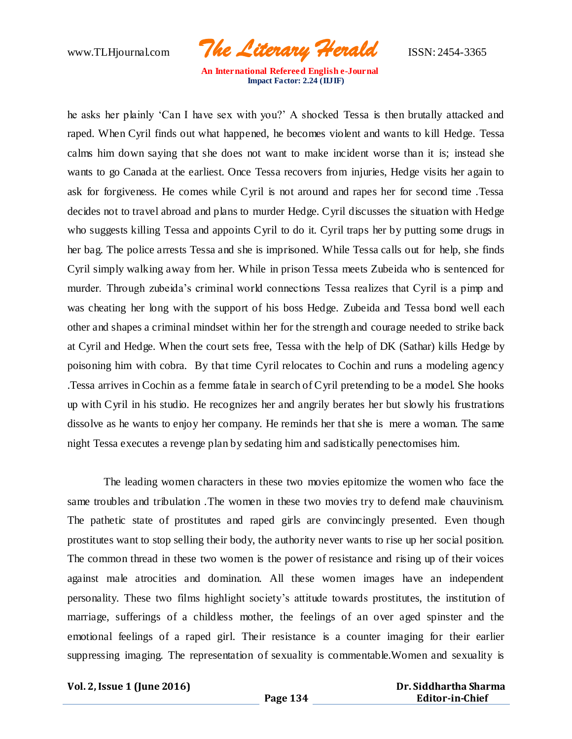he asks her plainly 'Can I have sex with you?' A shocked Tessa is then brutally attacked and raped. When Cyril finds out what happened, he becomes violent and wants to kill Hedge. Tessa calms him down saying that she does not want to make incident worse than it is; instead she wants to go Canada at the earliest. Once Tessa recovers from injuries, Hedge visits her again to ask for forgiveness. He comes while Cyril is not around and rapes her for second time .Tessa decides not to travel abroad and plans to murder Hedge. Cyril discusses the situation with Hedge who suggests killing Tessa and appoints Cyril to do it. Cyril traps her by putting some drugs in her bag. The police arrests Tessa and she is imprisoned. While Tessa calls out for help, she finds Cyril simply walking away from her. While in prison Tessa meets Zubeida who is sentenced for murder. Through zubeida's criminal world connections Tessa realizes that Cyril is a pimp and was cheating her long with the support of his boss Hedge. Zubeida and Tessa bond well each other and shapes a criminal mindset within her for the strength and courage needed to strike back at Cyril and Hedge. When the court sets free, Tessa with the help of DK (Sathar) kills Hedge by poisoning him with cobra. By that time Cyril relocates to Cochin and runs a modeling agency .Tessa arrives in Cochin as a femme fatale in search of Cyril pretending to be a model. She hooks up with Cyril in his studio. He recognizes her and angrily berates her but slowly his frustrations dissolve as he wants to enjoy her company. He reminds her that she is mere a woman. The same night Tessa executes a revenge plan by sedating him and sadistically penectomises him.

The leading women characters in these two movies epitomize the women who face the same troubles and tribulation .The women in these two movies try to defend male chauvinism. The pathetic state of prostitutes and raped girls are convincingly presented. Even though prostitutes want to stop selling their body, the authority never wants to rise up her social position. The common thread in these two women is the power of resistance and rising up of their voices against male atrocities and domination. All these women images have an independent personality. These two films highlight society's attitude towards prostitutes, the institution of marriage, sufferings of a childless mother, the feelings of an over aged spinster and the emotional feelings of a raped girl. Their resistance is a counter imaging for their earlier suppressing imaging. The representation of sexuality is commentable.Women and sexuality is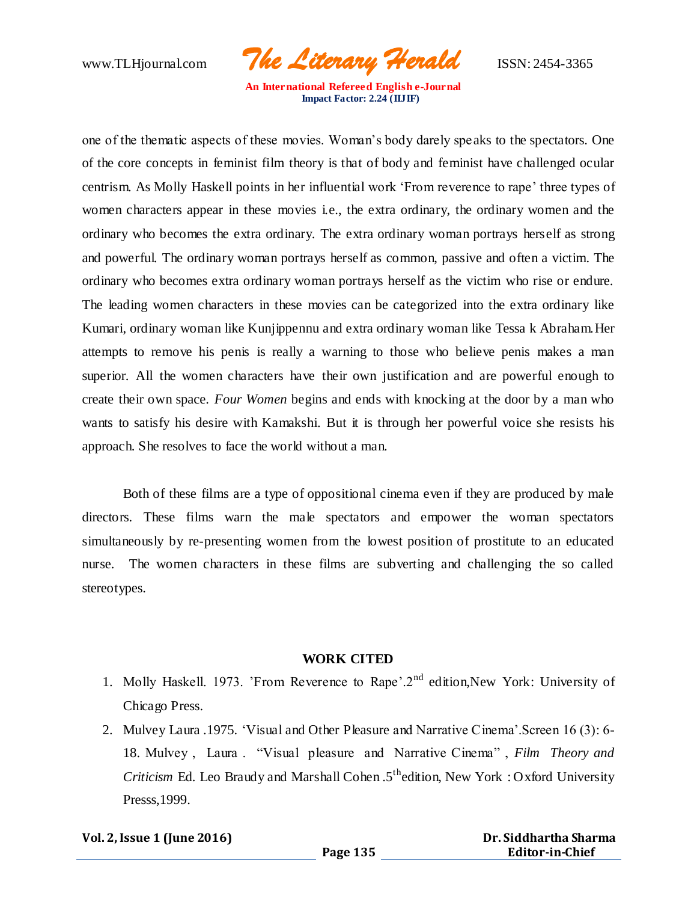one of the thematic aspects of these movies. Woman's body darely speaks to the spectators. One of the core concepts in feminist film theory is that of body and feminist have challenged ocular centrism. As Molly Haskell points in her influential work 'From reverence to rape' three types of women characters appear in these movies i.e., the extra ordinary, the ordinary women and the ordinary who becomes the extra ordinary. The extra ordinary woman portrays herself as strong and powerful. The ordinary woman portrays herself as common, passive and often a victim. The ordinary who becomes extra ordinary woman portrays herself as the victim who rise or endure. The leading women characters in these movies can be categorized into the extra ordinary like Kumari, ordinary woman like Kunjippennu and extra ordinary woman like Tessa k Abraham.Her attempts to remove his penis is really a warning to those who believe penis makes a man superior. All the women characters have their own justification and are powerful enough to create their own space. *Four Women* begins and ends with knocking at the door by a man who wants to satisfy his desire with Kamakshi. But it is through her powerful voice she resists his approach. She resolves to face the world without a man.

Both of these films are a type of oppositional cinema even if they are produced by male directors. These films warn the male spectators and empower the woman spectators simultaneously by re-presenting women from the lowest position of prostitute to an educated nurse. The women characters in these films are subverting and challenging the so called stereotypes.

## WORK CITED

1. Molly Haskell. 1973. 'From Reverence to Rape'.2nd edition,New York: University of Chicago Press.
2. Mulvey Laura .1975. 'Visual and Other Pleasure and Narrative Cinema'.Screen 16 (3): 6-18. Mulvey , Laura . "Visual pleasure and Narrative Cinema" , *Film Theory and Criticism* Ed. Leo Braudy and Marshall Cohen .5thedition, New York : Oxford University Presss,1999.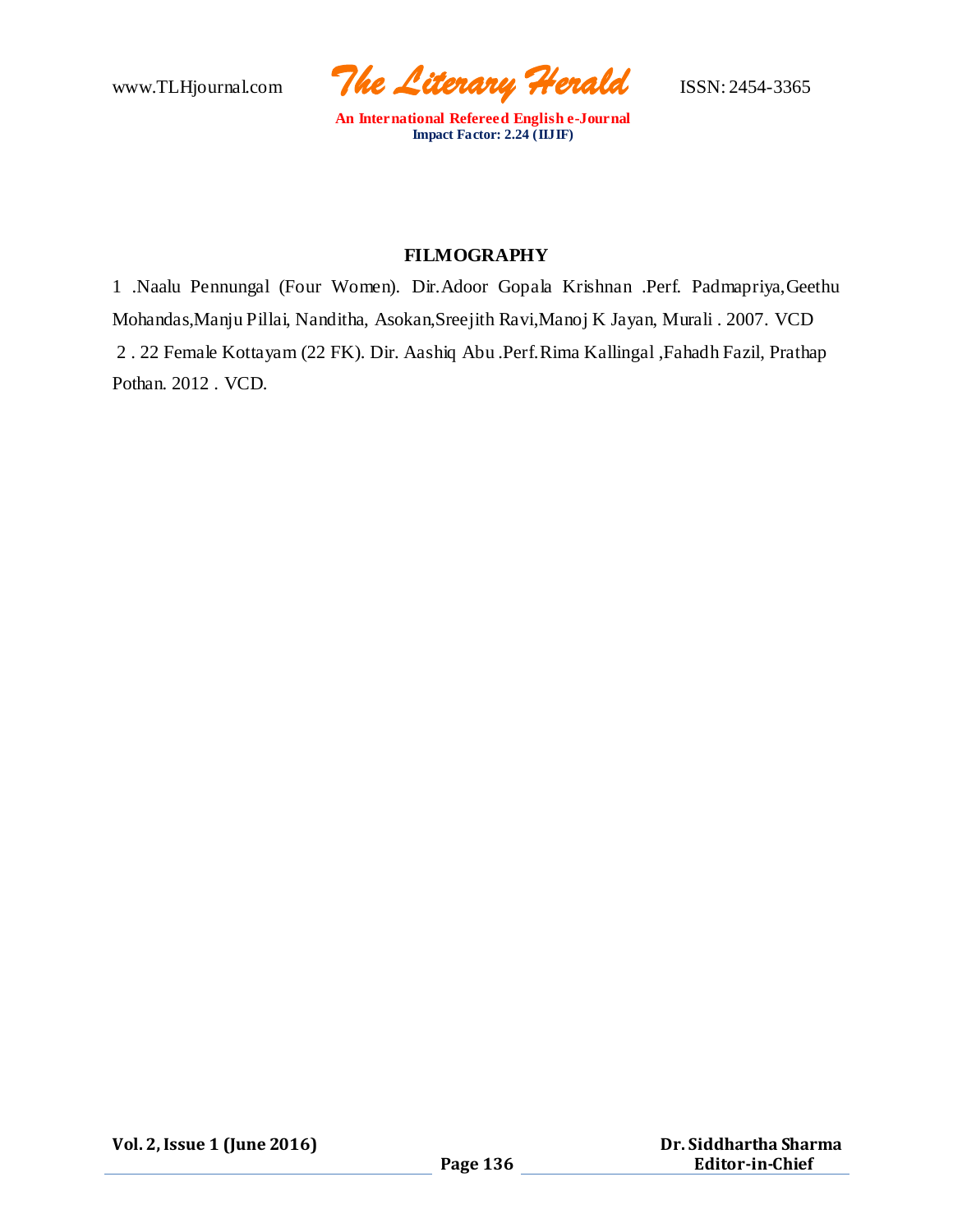## FILMOGRAPHY

1 .Naalu Pennungal (Four Women). Dir.Adoor Gopala Krishnan .Perf. Padmapriya,Geethu Mohandas,Manju Pillai, Nanditha, Asokan,Sreejith Ravi,Manoj K Jayan, Murali . 2007. VCD

2 . 22 Female Kottayam (22 FK). Dir. Aashiq Abu .Perf.Rima Kallingal ,Fahadh Fazil, Prathap Pothan. 2012 . VCD.